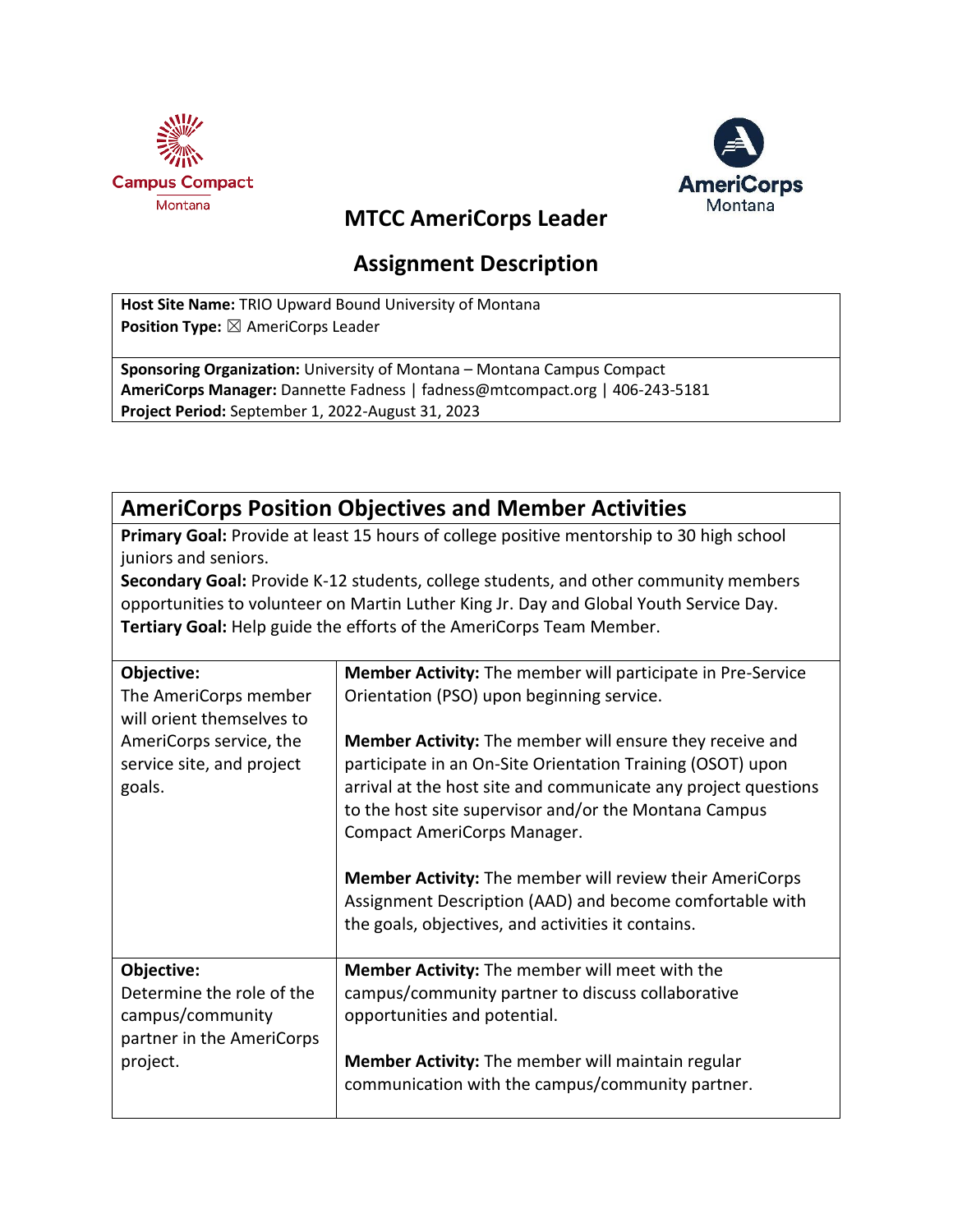Campus Compact
Montana

AmeriCorps
Montana

# MTCC AmeriCorps Leader

## Assignment Description

| |
|---|
| **Host Site Name:** TRIO Upward Bound University of Montana<br>**Position Type:** ☒ AmeriCorps Leader |
| **Sponsoring Organization:** University of Montana – Montana Campus Compact<br>**AmeriCorps Manager:** Dannette Fadness \| fadness@mtcompact.org \| 406-243-5181<br>**Project Period:** September 1, 2022-August 31, 2023 |

## AmeriCorps Position Objectives and Member Activities

**Primary Goal:** Provide at least 15 hours of college positive mentorship to 30 high school juniors and seniors.
**Secondary Goal:** Provide K-12 students, college students, and other community members opportunities to volunteer on Martin Luther King Jr. Day and Global Youth Service Day.
**Tertiary Goal:** Help guide the efforts of the AmeriCorps Team Member.

| | |
|---|---|
| **Objective:**<br>The AmeriCorps member will orient themselves to AmeriCorps service, the service site, and project goals. | **Member Activity:** The member will participate in Pre-Service Orientation (PSO) upon beginning service.<br><br>**Member Activity:** The member will ensure they receive and participate in an On-Site Orientation Training (OSOT) upon arrival at the host site and communicate any project questions to the host site supervisor and/or the Montana Campus Compact AmeriCorps Manager.<br><br>**Member Activity:** The member will review their AmeriCorps Assignment Description (AAD) and become comfortable with the goals, objectives, and activities it contains. |
| **Objective:**<br>Determine the role of the campus/community partner in the AmeriCorps project. | **Member Activity:** The member will meet with the campus/community partner to discuss collaborative opportunities and potential.<br><br>**Member Activity:** The member will maintain regular communication with the campus/community partner. |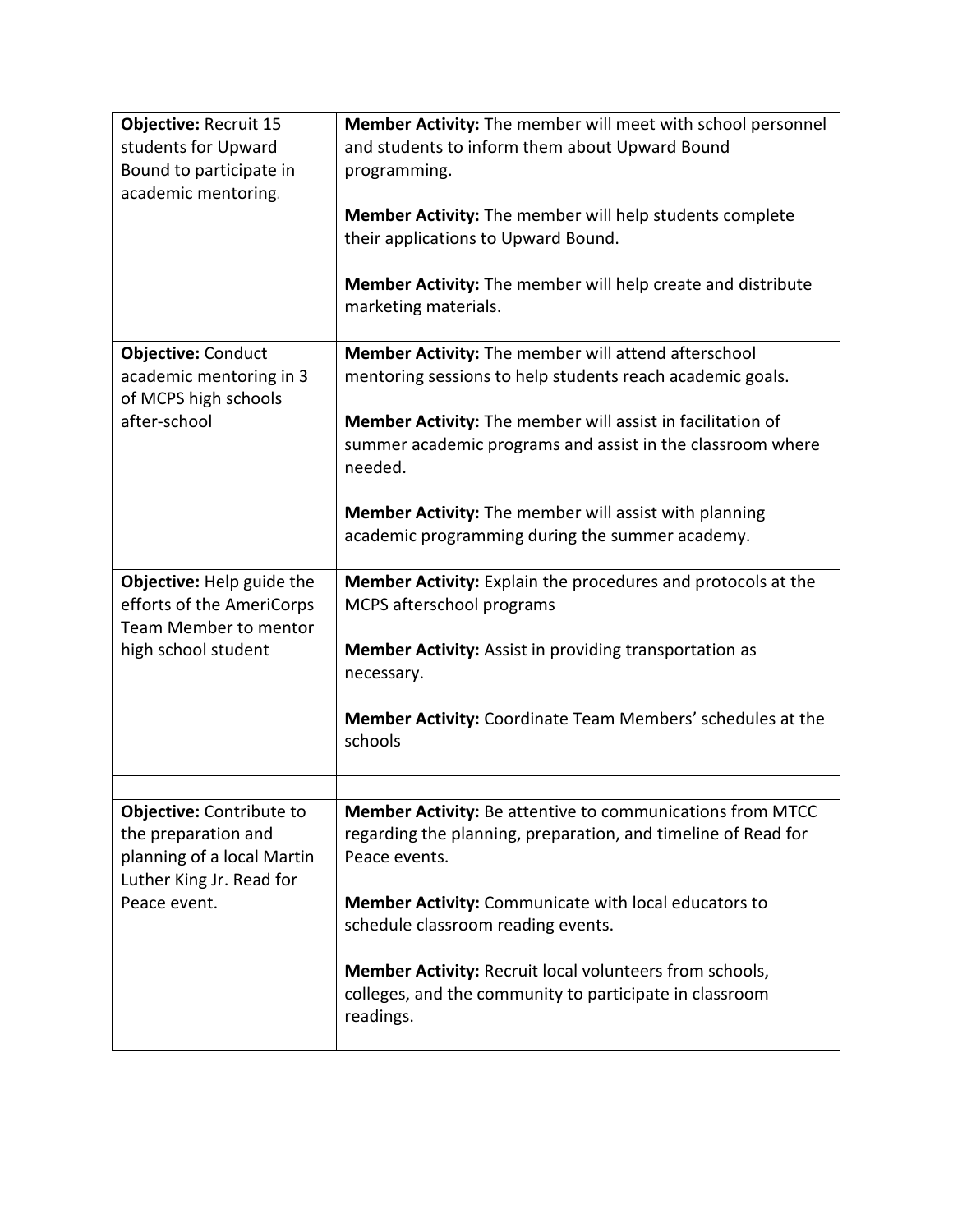| | |
|---|---|
| **Objective:** Recruit 15 students for Upward Bound to participate in academic mentoring. | **Member Activity:** The member will meet with school personnel and students to inform them about Upward Bound programming.<br><br>**Member Activity:** The member will help students complete their applications to Upward Bound.<br><br>**Member Activity:** The member will help create and distribute marketing materials. |
| **Objective:** Conduct academic mentoring in 3 of MCPS high schools after-school | **Member Activity:** The member will attend afterschool mentoring sessions to help students reach academic goals.<br><br>**Member Activity:** The member will assist in facilitation of summer academic programs and assist in the classroom where needed.<br><br>**Member Activity:** The member will assist with planning academic programming during the summer academy. |
| **Objective:** Help guide the efforts of the AmeriCorps Team Member to mentor high school student | **Member Activity:** Explain the procedures and protocols at the MCPS afterschool programs<br><br>**Member Activity:** Assist in providing transportation as necessary.<br><br>**Member Activity:** Coordinate Team Members' schedules at the schools |
| | |
| **Objective:** Contribute to the preparation and planning of a local Martin Luther King Jr. Read for Peace event. | **Member Activity:** Be attentive to communications from MTCC regarding the planning, preparation, and timeline of Read for Peace events.<br><br>**Member Activity:** Communicate with local educators to schedule classroom reading events.<br><br>**Member Activity:** Recruit local volunteers from schools, colleges, and the community to participate in classroom readings. |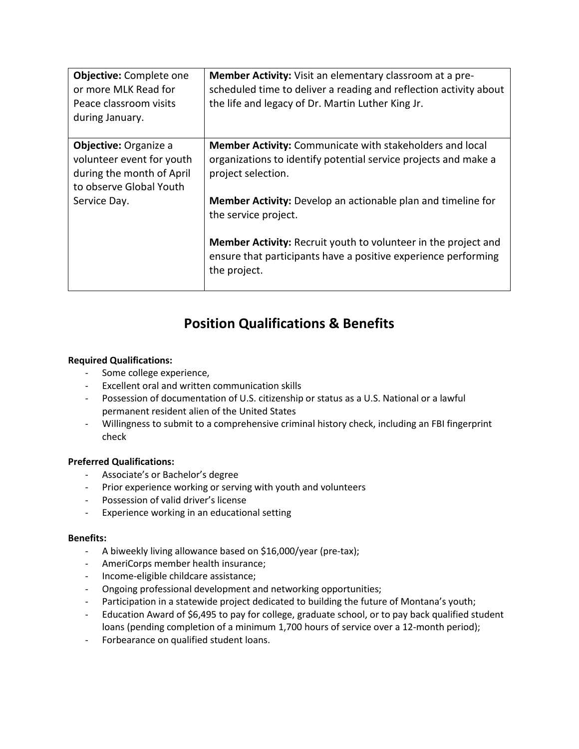| | |
|---|---|
| **Objective:** Complete one or more MLK Read for Peace classroom visits during January. | **Member Activity:** Visit an elementary classroom at a pre-scheduled time to deliver a reading and reflection activity about the life and legacy of Dr. Martin Luther King Jr. |
| **Objective:** Organize a volunteer event for youth during the month of April to observe Global Youth Service Day. | **Member Activity:** Communicate with stakeholders and local organizations to identify potential service projects and make a project selection.<br><br>**Member Activity:** Develop an actionable plan and timeline for the service project.<br><br>**Member Activity:** Recruit youth to volunteer in the project and ensure that participants have a positive experience performing the project. |

# Position Qualifications & Benefits

**Required Qualifications:**

- Some college experience,
- Excellent oral and written communication skills
- Possession of documentation of U.S. citizenship or status as a U.S. National or a lawful permanent resident alien of the United States
- Willingness to submit to a comprehensive criminal history check, including an FBI fingerprint check

**Preferred Qualifications:**

- Associate's or Bachelor's degree
- Prior experience working or serving with youth and volunteers
- Possession of valid driver's license
- Experience working in an educational setting

**Benefits:**

- A biweekly living allowance based on $16,000/year (pre-tax);
- AmeriCorps member health insurance;
- Income-eligible childcare assistance;
- Ongoing professional development and networking opportunities;
- Participation in a statewide project dedicated to building the future of Montana's youth;
- Education Award of $6,495 to pay for college, graduate school, or to pay back qualified student loans (pending completion of a minimum 1,700 hours of service over a 12-month period);
- Forbearance on qualified student loans.